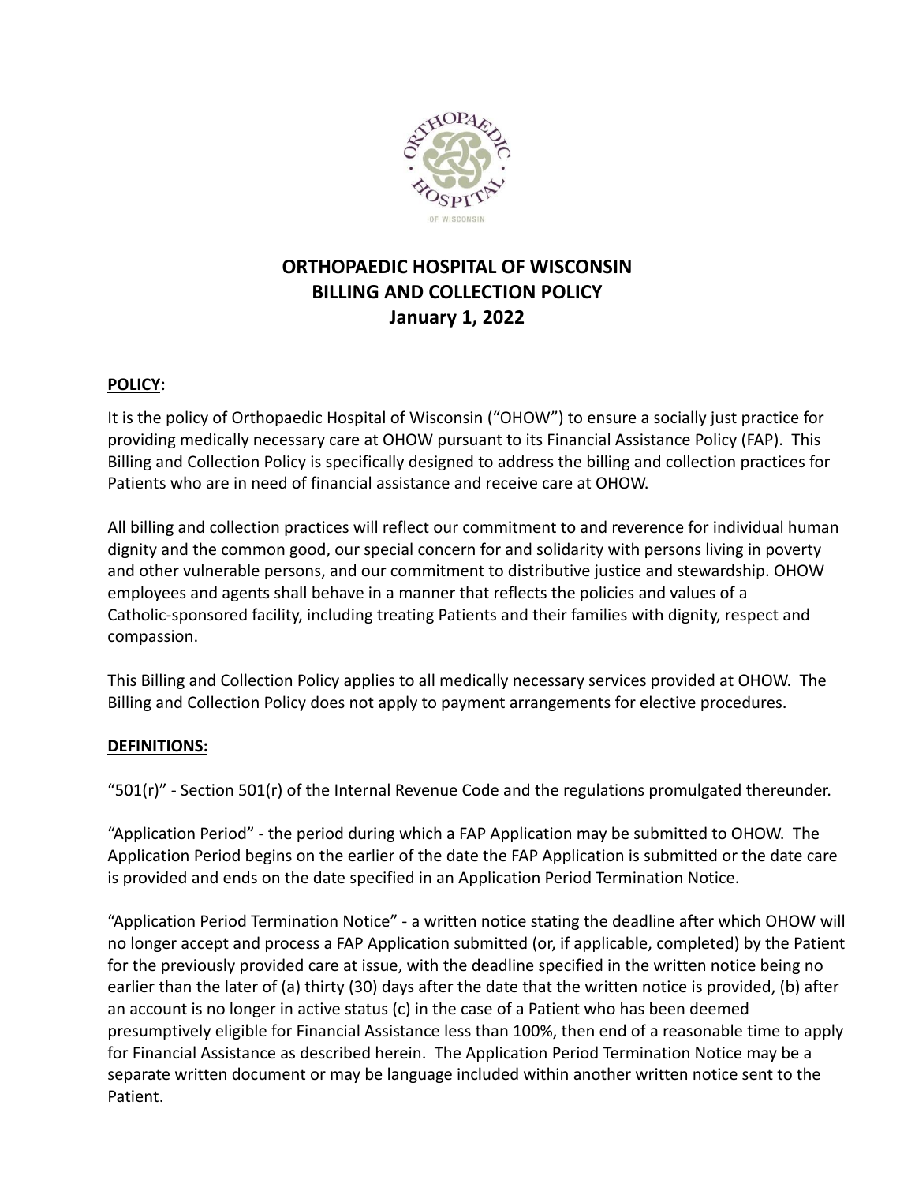# ORTHOPAEDIC HOSPITAL OF WISCONSIN
# BILLING AND COLLECTION POLICY
# January 1, 2022

**POLICY:**

It is the policy of Orthopaedic Hospital of Wisconsin ("OHOW") to ensure a socially just practice for providing medically necessary care at OHOW pursuant to its Financial Assistance Policy (FAP). This Billing and Collection Policy is specifically designed to address the billing and collection practices for Patients who are in need of financial assistance and receive care at OHOW.

All billing and collection practices will reflect our commitment to and reverence for individual human dignity and the common good, our special concern for and solidarity with persons living in poverty and other vulnerable persons, and our commitment to distributive justice and stewardship. OHOW employees and agents shall behave in a manner that reflects the policies and values of a Catholic-sponsored facility, including treating Patients and their families with dignity, respect and compassion.

This Billing and Collection Policy applies to all medically necessary services provided at OHOW. The Billing and Collection Policy does not apply to payment arrangements for elective procedures.

**DEFINITIONS:**

"501(r)" - Section 501(r) of the Internal Revenue Code and the regulations promulgated thereunder.

"Application Period" - the period during which a FAP Application may be submitted to OHOW. The Application Period begins on the earlier of the date the FAP Application is submitted or the date care is provided and ends on the date specified in an Application Period Termination Notice.

"Application Period Termination Notice" - a written notice stating the deadline after which OHOW will no longer accept and process a FAP Application submitted (or, if applicable, completed) by the Patient for the previously provided care at issue, with the deadline specified in the written notice being no earlier than the later of (a) thirty (30) days after the date that the written notice is provided, (b) after an account is no longer in active status (c) in the case of a Patient who has been deemed presumptively eligible for Financial Assistance less than 100%, then end of a reasonable time to apply for Financial Assistance as described herein. The Application Period Termination Notice may be a separate written document or may be language included within another written notice sent to the Patient.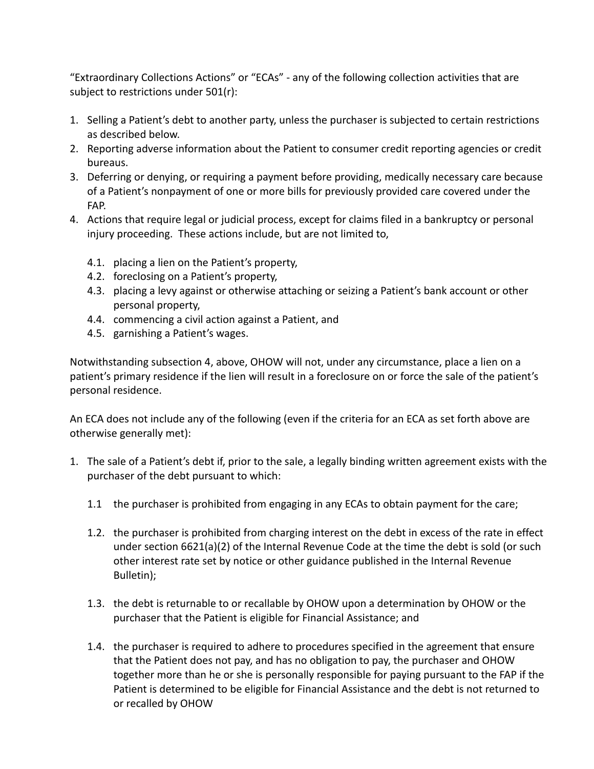"Extraordinary Collections Actions" or "ECAs" - any of the following collection activities that are subject to restrictions under 501(r):

1. Selling a Patient's debt to another party, unless the purchaser is subjected to certain restrictions as described below.
2. Reporting adverse information about the Patient to consumer credit reporting agencies or credit bureaus.
3. Deferring or denying, or requiring a payment before providing, medically necessary care because of a Patient's nonpayment of one or more bills for previously provided care covered under the FAP.
4. Actions that require legal or judicial process, except for claims filed in a bankruptcy or personal injury proceeding. These actions include, but are not limited to,

   4.1. placing a lien on the Patient's property,
   4.2. foreclosing on a Patient's property,
   4.3. placing a levy against or otherwise attaching or seizing a Patient's bank account or other personal property,
   4.4. commencing a civil action against a Patient, and
   4.5. garnishing a Patient's wages.

Notwithstanding subsection 4, above, OHOW will not, under any circumstance, place a lien on a patient's primary residence if the lien will result in a foreclosure on or force the sale of the patient's personal residence.

An ECA does not include any of the following (even if the criteria for an ECA as set forth above are otherwise generally met):

1. The sale of a Patient's debt if, prior to the sale, a legally binding written agreement exists with the purchaser of the debt pursuant to which:

   1.1 the purchaser is prohibited from engaging in any ECAs to obtain payment for the care;

   1.2. the purchaser is prohibited from charging interest on the debt in excess of the rate in effect under section 6621(a)(2) of the Internal Revenue Code at the time the debt is sold (or such other interest rate set by notice or other guidance published in the Internal Revenue Bulletin);

   1.3. the debt is returnable to or recallable by OHOW upon a determination by OHOW or the purchaser that the Patient is eligible for Financial Assistance; and

   1.4. the purchaser is required to adhere to procedures specified in the agreement that ensure that the Patient does not pay, and has no obligation to pay, the purchaser and OHOW together more than he or she is personally responsible for paying pursuant to the FAP if the Patient is determined to be eligible for Financial Assistance and the debt is not returned to or recalled by OHOW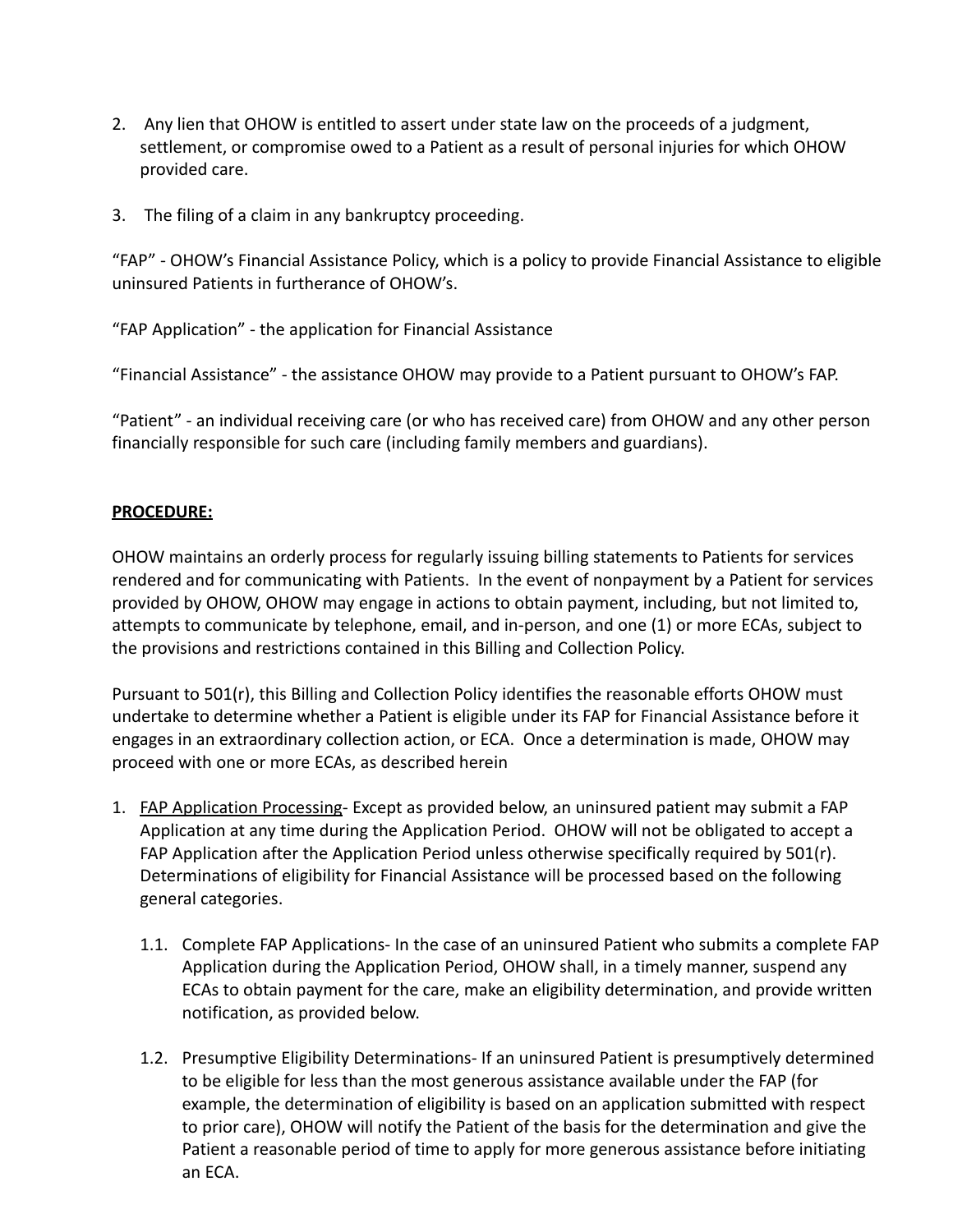2. Any lien that OHOW is entitled to assert under state law on the proceeds of a judgment, settlement, or compromise owed to a Patient as a result of personal injuries for which OHOW provided care.

3. The filing of a claim in any bankruptcy proceeding.

"FAP" - OHOW's Financial Assistance Policy, which is a policy to provide Financial Assistance to eligible uninsured Patients in furtherance of OHOW's.

"FAP Application" - the application for Financial Assistance

"Financial Assistance" - the assistance OHOW may provide to a Patient pursuant to OHOW's FAP.

"Patient" - an individual receiving care (or who has received care) from OHOW and any other person financially responsible for such care (including family members and guardians).

**PROCEDURE:**

OHOW maintains an orderly process for regularly issuing billing statements to Patients for services rendered and for communicating with Patients. In the event of nonpayment by a Patient for services provided by OHOW, OHOW may engage in actions to obtain payment, including, but not limited to, attempts to communicate by telephone, email, and in-person, and one (1) or more ECAs, subject to the provisions and restrictions contained in this Billing and Collection Policy.

Pursuant to 501(r), this Billing and Collection Policy identifies the reasonable efforts OHOW must undertake to determine whether a Patient is eligible under its FAP for Financial Assistance before it engages in an extraordinary collection action, or ECA. Once a determination is made, OHOW may proceed with one or more ECAs, as described herein

1. FAP Application Processing- Except as provided below, an uninsured patient may submit a FAP Application at any time during the Application Period. OHOW will not be obligated to accept a FAP Application after the Application Period unless otherwise specifically required by 501(r). Determinations of eligibility for Financial Assistance will be processed based on the following general categories.

   1.1. Complete FAP Applications- In the case of an uninsured Patient who submits a complete FAP Application during the Application Period, OHOW shall, in a timely manner, suspend any ECAs to obtain payment for the care, make an eligibility determination, and provide written notification, as provided below.

   1.2. Presumptive Eligibility Determinations- If an uninsured Patient is presumptively determined to be eligible for less than the most generous assistance available under the FAP (for example, the determination of eligibility is based on an application submitted with respect to prior care), OHOW will notify the Patient of the basis for the determination and give the Patient a reasonable period of time to apply for more generous assistance before initiating an ECA.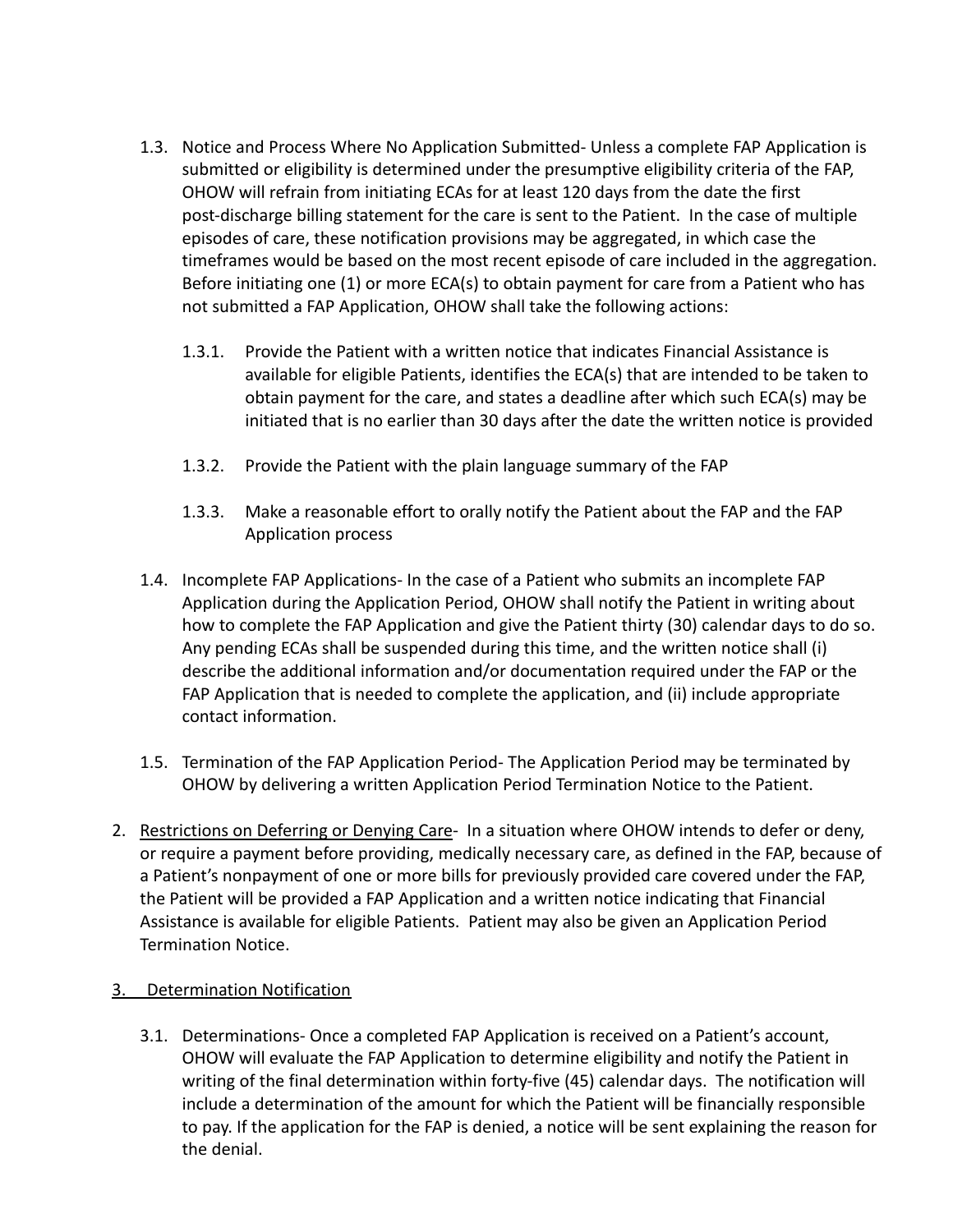1.3. Notice and Process Where No Application Submitted- Unless a complete FAP Application is submitted or eligibility is determined under the presumptive eligibility criteria of the FAP, OHOW will refrain from initiating ECAs for at least 120 days from the date the first post-discharge billing statement for the care is sent to the Patient. In the case of multiple episodes of care, these notification provisions may be aggregated, in which case the timeframes would be based on the most recent episode of care included in the aggregation. Before initiating one (1) or more ECA(s) to obtain payment for care from a Patient who has not submitted a FAP Application, OHOW shall take the following actions:

1.3.1. Provide the Patient with a written notice that indicates Financial Assistance is available for eligible Patients, identifies the ECA(s) that are intended to be taken to obtain payment for the care, and states a deadline after which such ECA(s) may be initiated that is no earlier than 30 days after the date the written notice is provided

1.3.2. Provide the Patient with the plain language summary of the FAP

1.3.3. Make a reasonable effort to orally notify the Patient about the FAP and the FAP Application process

1.4. Incomplete FAP Applications- In the case of a Patient who submits an incomplete FAP Application during the Application Period, OHOW shall notify the Patient in writing about how to complete the FAP Application and give the Patient thirty (30) calendar days to do so. Any pending ECAs shall be suspended during this time, and the written notice shall (i) describe the additional information and/or documentation required under the FAP or the FAP Application that is needed to complete the application, and (ii) include appropriate contact information.

1.5. Termination of the FAP Application Period- The Application Period may be terminated by OHOW by delivering a written Application Period Termination Notice to the Patient.

2. <u>Restrictions on Deferring or Denying Care</u>- In a situation where OHOW intends to defer or deny, or require a payment before providing, medically necessary care, as defined in the FAP, because of a Patient's nonpayment of one or more bills for previously provided care covered under the FAP, the Patient will be provided a FAP Application and a written notice indicating that Financial Assistance is available for eligible Patients. Patient may also be given an Application Period Termination Notice.

3. <u>Determination Notification</u>

3.1. Determinations- Once a completed FAP Application is received on a Patient's account, OHOW will evaluate the FAP Application to determine eligibility and notify the Patient in writing of the final determination within forty-five (45) calendar days. The notification will include a determination of the amount for which the Patient will be financially responsible to pay. If the application for the FAP is denied, a notice will be sent explaining the reason for the denial.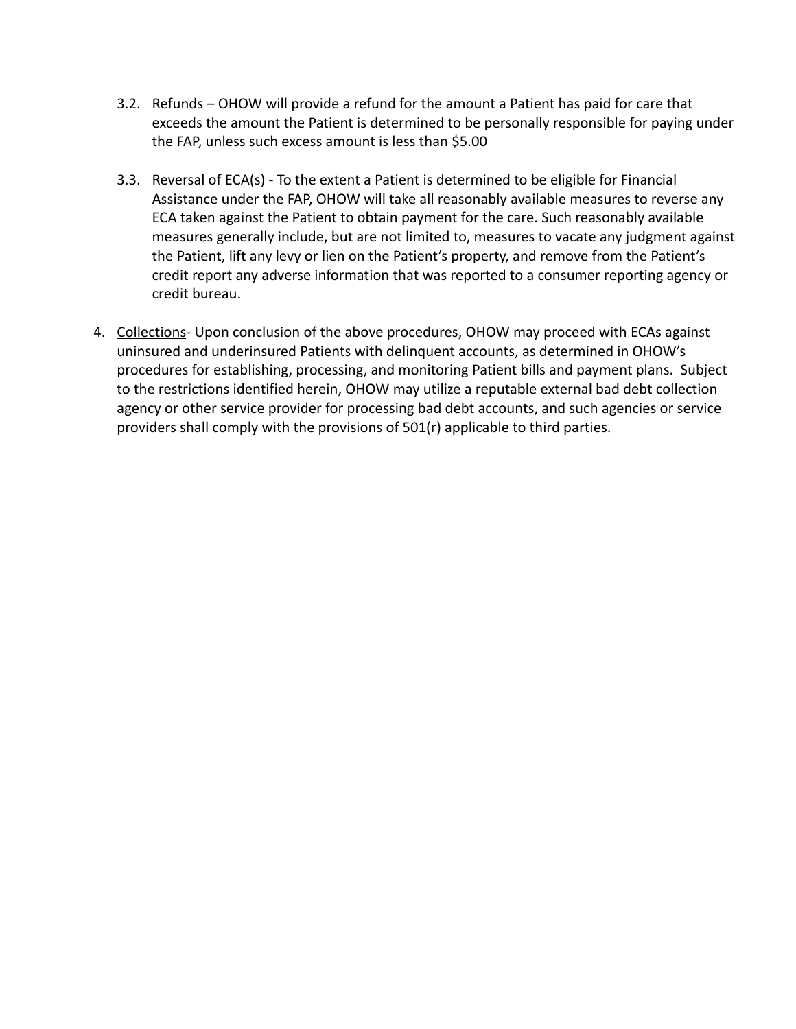3.2. Refunds – OHOW will provide a refund for the amount a Patient has paid for care that exceeds the amount the Patient is determined to be personally responsible for paying under the FAP, unless such excess amount is less than $5.00

3.3. Reversal of ECA(s) - To the extent a Patient is determined to be eligible for Financial Assistance under the FAP, OHOW will take all reasonably available measures to reverse any ECA taken against the Patient to obtain payment for the care. Such reasonably available measures generally include, but are not limited to, measures to vacate any judgment against the Patient, lift any levy or lien on the Patient's property, and remove from the Patient's credit report any adverse information that was reported to a consumer reporting agency or credit bureau.

4. <u>Collections</u>- Upon conclusion of the above procedures, OHOW may proceed with ECAs against uninsured and underinsured Patients with delinquent accounts, as determined in OHOW's procedures for establishing, processing, and monitoring Patient bills and payment plans. Subject to the restrictions identified herein, OHOW may utilize a reputable external bad debt collection agency or other service provider for processing bad debt accounts, and such agencies or service providers shall comply with the provisions of 501(r) applicable to third parties.